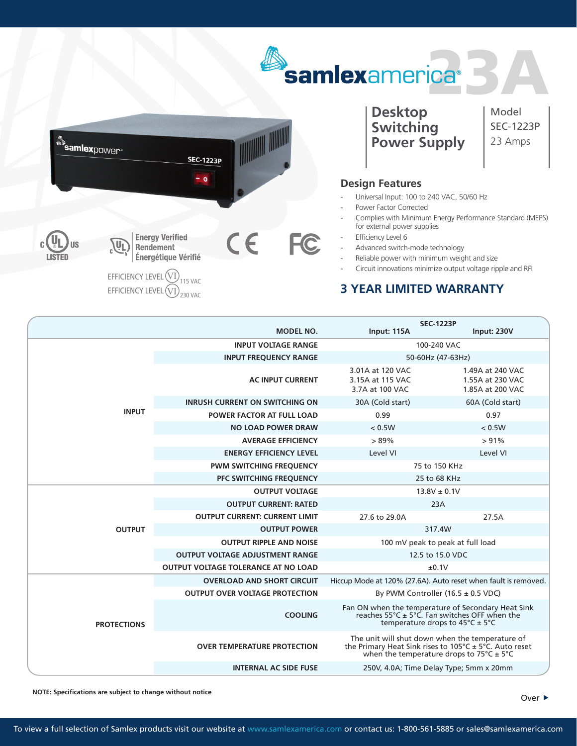# samlexamerica 23A

## Desktop Switching Power Supply

Model
SEC-1223P
23 Amps

cUL US LISTED

Energy Verified
Rendement
Énergétique Vérifié

CE FC

EFFICIENCY LEVEL VI 115 VAC
EFFICIENCY LEVEL VI 230 VAC

## Design Features

- Universal Input: 100 to 240 VAC, 50/60 Hz
- Power Factor Corrected
- Complies with Minimum Energy Performance Standard (MEPS) for external power supplies
- Efficiency Level 6
- Advanced switch-mode technology
- Reliable power with minimum weight and size
- Circuit innovations minimize output voltage ripple and RFI

## 3 YEAR LIMITED WARRANTY

| | MODEL NO. | SEC-1223P Input: 115A | SEC-1223P Input: 230V |
|---|---|---|---|
| INPUT | INPUT VOLTAGE RANGE | 100-240 VAC | |
| | INPUT FREQUENCY RANGE | 50-60Hz (47-63Hz) | |
| | AC INPUT CURRENT | 3.01A at 120 VAC<br>3.15A at 115 VAC<br>3.7A at 100 VAC | 1.49A at 240 VAC<br>1.55A at 230 VAC<br>1.85A at 200 VAC |
| | INRUSH CURRENT ON SWITCHING ON | 30A (Cold start) | 60A (Cold start) |
| | POWER FACTOR AT FULL LOAD | 0.99 | 0.97 |
| | NO LOAD POWER DRAW | < 0.5W | < 0.5W |
| | AVERAGE EFFICIENCY | > 89% | > 91% |
| | ENERGY EFFICIENCY LEVEL | Level VI | Level VI |
| | PWM SWITCHING FREQUENCY | 75 to 150 KHz | |
| | PFC SWITCHING FREQUENCY | 25 to 68 KHz | |
| OUTPUT | OUTPUT VOLTAGE | 13.8V ± 0.1V | |
| | OUTPUT CURRENT: RATED | 23A | |
| | OUTPUT CURRENT: CURRENT LIMIT | 27.6 to 29.0A | 27.5A |
| | OUTPUT POWER | 317.4W | |
| | OUTPUT RIPPLE AND NOISE | 100 mV peak to peak at full load | |
| | OUTPUT VOLTAGE ADJUSTMENT RANGE | 12.5 to 15.0 VDC | |
| | OUTPUT VOLTAGE TOLERANCE AT NO LOAD | ±0.1V | |
| PROTECTIONS | OVERLOAD AND SHORT CIRCUIT | Hiccup Mode at 120% (27.6A). Auto reset when fault is removed. | |
| | OUTPUT OVER VOLTAGE PROTECTION | By PWM Controller (16.5 ± 0.5 VDC) | |
| | COOLING | Fan ON when the temperature of Secondary Heat Sink reaches 55°C ± 5°C. Fan switches OFF when the temperature drops to 45°C ± 5°C | |
| | OVER TEMPERATURE PROTECTION | The unit will shut down when the temperature of the Primary Heat Sink rises to 105°C ± 5°C. Auto reset when the temperature drops to 75°C ± 5°C | |
| | INTERNAL AC SIDE FUSE | 250V, 4.0A; Time Delay Type; 5mm x 20mm | |

**NOTE: Specifications are subject to change without notice**

Over ▶

To view a full selection of Samlex products visit our website at www.samlexamerica.com or contact us: 1-800-561-5885 or sales@samlexamerica.com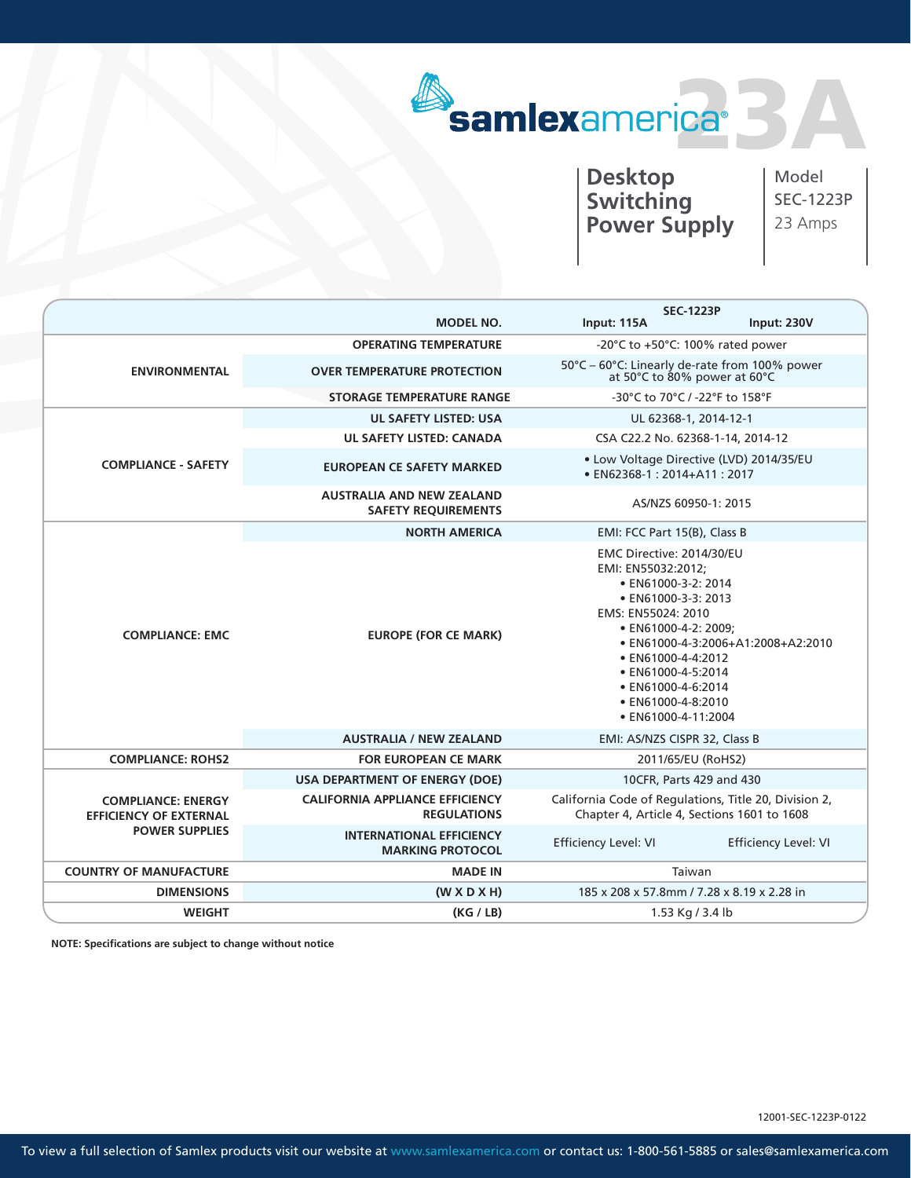# samlexamerica 23A

**Desktop Switching Power Supply**

Model
SEC-1223P
23 Amps

| | MODEL NO. | SEC-1223P Input: 115A | SEC-1223P Input: 230V |
|---|---|---|---|
| ENVIRONMENTAL | OPERATING TEMPERATURE | -20°C to +50°C: 100% rated power | |
| | OVER TEMPERATURE PROTECTION | 50°C – 60°C: Linearly de-rate from 100% power at 50°C to 80% power at 60°C | |
| | STORAGE TEMPERATURE RANGE | -30°C to 70°C / -22°F to 158°F | |
| COMPLIANCE - SAFETY | UL SAFETY LISTED: USA | UL 62368-1, 2014-12-1 | |
| | UL SAFETY LISTED: CANADA | CSA C22.2 No. 62368-1-14, 2014-12 | |
| | EUROPEAN CE SAFETY MARKED | • Low Voltage Directive (LVD) 2014/35/EU<br>• EN62368-1 : 2014+A11 : 2017 | |
| | AUSTRALIA AND NEW ZEALAND SAFETY REQUIREMENTS | AS/NZS 60950-1: 2015 | |
| COMPLIANCE: EMC | NORTH AMERICA | EMI: FCC Part 15(B), Class B | |
| | EUROPE (FOR CE MARK) | EMC Directive: 2014/30/EU<br>EMI: EN55032:2012;<br>• EN61000-3-2: 2014<br>• EN61000-3-3: 2013<br>EMS: EN55024: 2010<br>• EN61000-4-2: 2009;<br>• EN61000-4-3:2006+A1:2008+A2:2010<br>• EN61000-4-4:2012<br>• EN61000-4-5:2014<br>• EN61000-4-6:2014<br>• EN61000-4-8:2010<br>• EN61000-4-11:2004 | |
| | AUSTRALIA / NEW ZEALAND | EMI: AS/NZS CISPR 32, Class B | |
| COMPLIANCE: ROHS2 | FOR EUROPEAN CE MARK | 2011/65/EU (RoHS2) | |
| COMPLIANCE: ENERGY EFFICIENCY OF EXTERNAL POWER SUPPLIES | USA DEPARTMENT OF ENERGY (DOE) | 10CFR, Parts 429 and 430 | |
| | CALIFORNIA APPLIANCE EFFICIENCY REGULATIONS | California Code of Regulations, Title 20, Division 2, Chapter 4, Article 4, Sections 1601 to 1608 | |
| | INTERNATIONAL EFFICIENCY MARKING PROTOCOL | Efficiency Level: VI | Efficiency Level: VI |
| COUNTRY OF MANUFACTURE | MADE IN | Taiwan | |
| DIMENSIONS | (W X D X H) | 185 x 208 x 57.8mm / 7.28 x 8.19 x 2.28 in | |
| WEIGHT | (KG / LB) | 1.53 Kg / 3.4 lb | |

**NOTE: Specifications are subject to change without notice**

12001-SEC-1223P-0122

To view a full selection of Samlex products visit our website at www.samlexamerica.com or contact us: 1-800-561-5885 or sales@samlexamerica.com